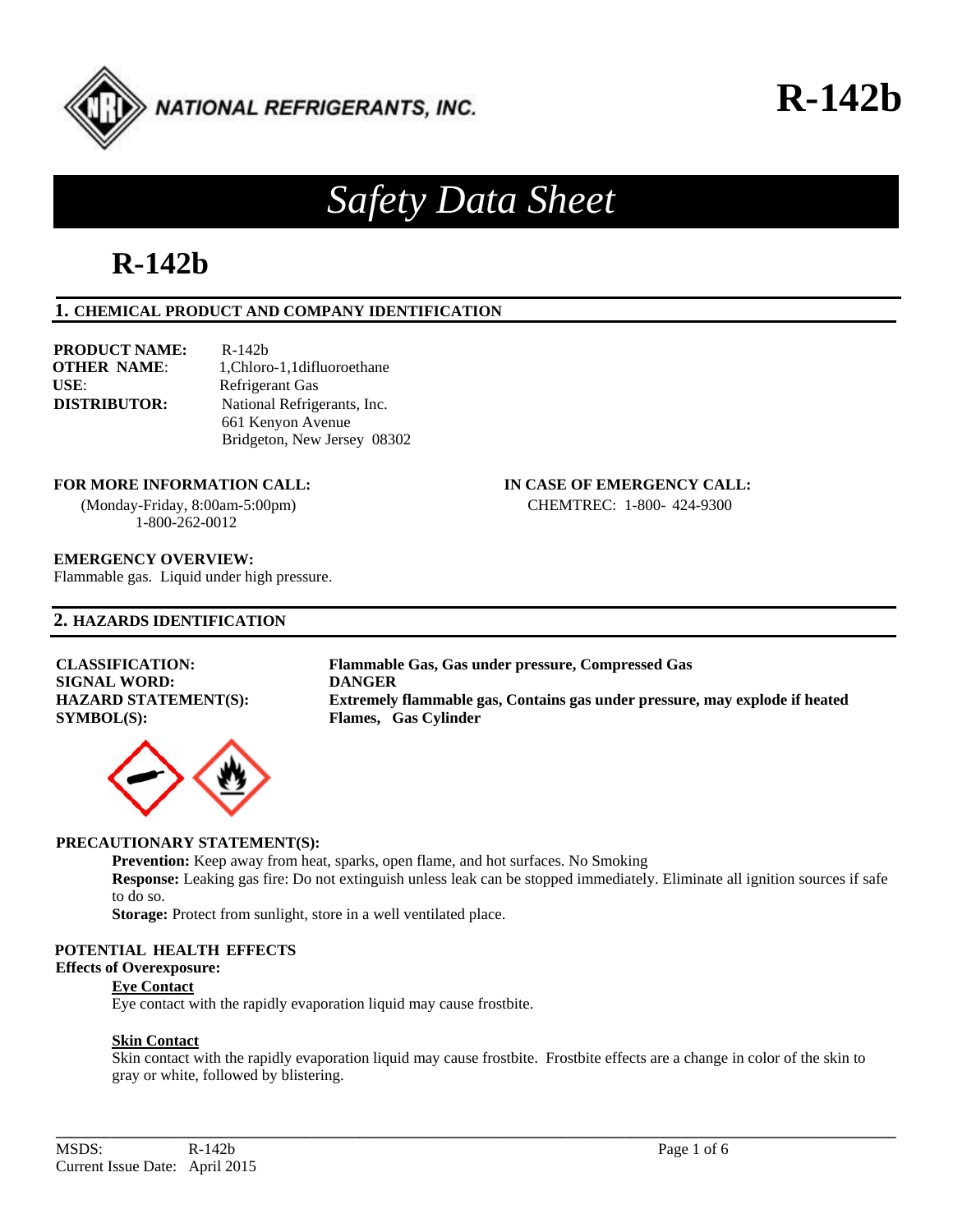NATIONAL REFRIGERANTS, INC.

# R-142b

# *Safety Data Sheet*

# R-142b

## 1. CHEMICAL PRODUCT AND COMPANY IDENTIFICATION

**PRODUCT NAME:** R-142b
**OTHER NAME**: 1,Chloro-1,1difluoroethane
**USE**: Refrigerant Gas
**DISTRIBUTOR:** National Refrigerants, Inc.
661 Kenyon Avenue
Bridgeton, New Jersey 08302

**FOR MORE INFORMATION CALL:**
(Monday-Friday, 8:00am-5:00pm)
1-800-262-0012

**IN CASE OF EMERGENCY CALL:**
CHEMTREC: 1-800- 424-9300

**EMERGENCY OVERVIEW:**
Flammable gas. Liquid under high pressure.

## 2. HAZARDS IDENTIFICATION

**CLASSIFICATION:** **Flammable Gas, Gas under pressure, Compressed Gas**
**SIGNAL WORD:** **DANGER**
**HAZARD STATEMENT(S):** **Extremely flammable gas, Contains gas under pressure, may explode if heated**
**SYMBOL(S):** **Flames, Gas Cylinder**

**PRECAUTIONARY STATEMENT(S):**

**Prevention:** Keep away from heat, sparks, open flame, and hot surfaces. No Smoking

**Response:** Leaking gas fire: Do not extinguish unless leak can be stopped immediately. Eliminate all ignition sources if safe to do so.

**Storage:** Protect from sunlight, store in a well ventilated place.

**POTENTIAL HEALTH EFFECTS**

**Effects of Overexposure:**

**Eye Contact**

Eye contact with the rapidly evaporation liquid may cause frostbite.

**Skin Contact**

Skin contact with the rapidly evaporation liquid may cause frostbite. Frostbite effects are a change in color of the skin to gray or white, followed by blistering.

MSDS: R-142b
Current Issue Date: April 2015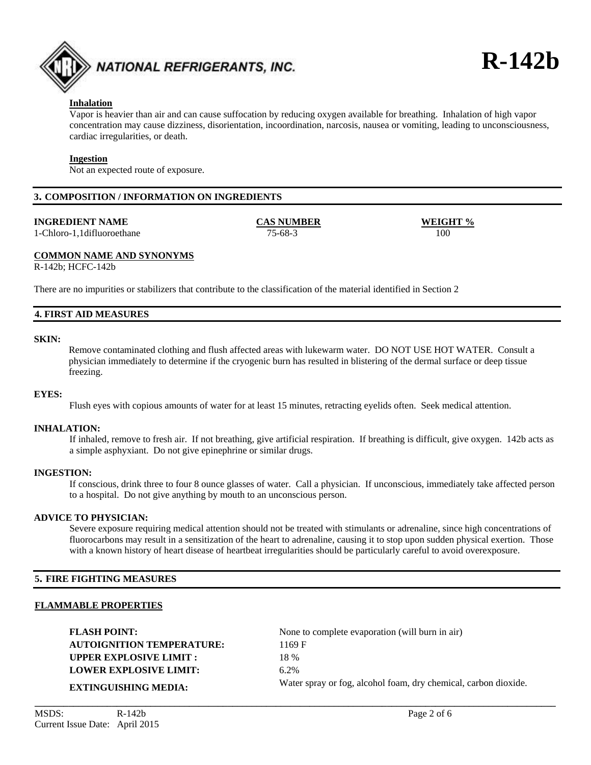#### Inhalation

Vapor is heavier than air and can cause suffocation by reducing oxygen available for breathing. Inhalation of high vapor concentration may cause dizziness, disorientation, incoordination, narcosis, nausea or vomiting, leading to unconsciousness, cardiac irregularities, or death.

#### Ingestion

Not an expected route of exposure.

## 3. COMPOSITION / INFORMATION ON INGREDIENTS

| INGREDIENT NAME | CAS NUMBER | WEIGHT % |
|---|---|---|
| 1-Chloro-1,1difluoroethane | 75-68-3 | 100 |

**COMMON NAME AND SYNONYMS**

R-142b; HCFC-142b

There are no impurities or stabilizers that contribute to the classification of the material identified in Section 2

## 4. FIRST AID MEASURES

**SKIN:**

Remove contaminated clothing and flush affected areas with lukewarm water. DO NOT USE HOT WATER. Consult a physician immediately to determine if the cryogenic burn has resulted in blistering of the dermal surface or deep tissue freezing.

**EYES:**

Flush eyes with copious amounts of water for at least 15 minutes, retracting eyelids often. Seek medical attention.

**INHALATION:**

If inhaled, remove to fresh air. If not breathing, give artificial respiration. If breathing is difficult, give oxygen. 142b acts as a simple asphyxiant. Do not give epinephrine or similar drugs.

**INGESTION:**

If conscious, drink three to four 8 ounce glasses of water. Call a physician. If unconscious, immediately take affected person to a hospital. Do not give anything by mouth to an unconscious person.

**ADVICE TO PHYSICIAN:**

Severe exposure requiring medical attention should not be treated with stimulants or adrenaline, since high concentrations of fluorocarbons may result in a sensitization of the heart to adrenaline, causing it to stop upon sudden physical exertion. Those with a known history of heart disease of heartbeat irregularities should be particularly careful to avoid overexposure.

## 5. FIRE FIGHTING MEASURES

**FLAMMABLE PROPERTIES**

| | |
|---|---|
| **FLASH POINT:** | None to complete evaporation (will burn in air) |
| **AUTOIGNITION TEMPERATURE:** | 1169 F |
| **UPPER EXPLOSIVE LIMIT :** | 18 % |
| **LOWER EXPLOSIVE LIMIT:** | 6.2% |
| **EXTINGUISHING MEDIA:** | Water spray or fog, alcohol foam, dry chemical, carbon dioxide. |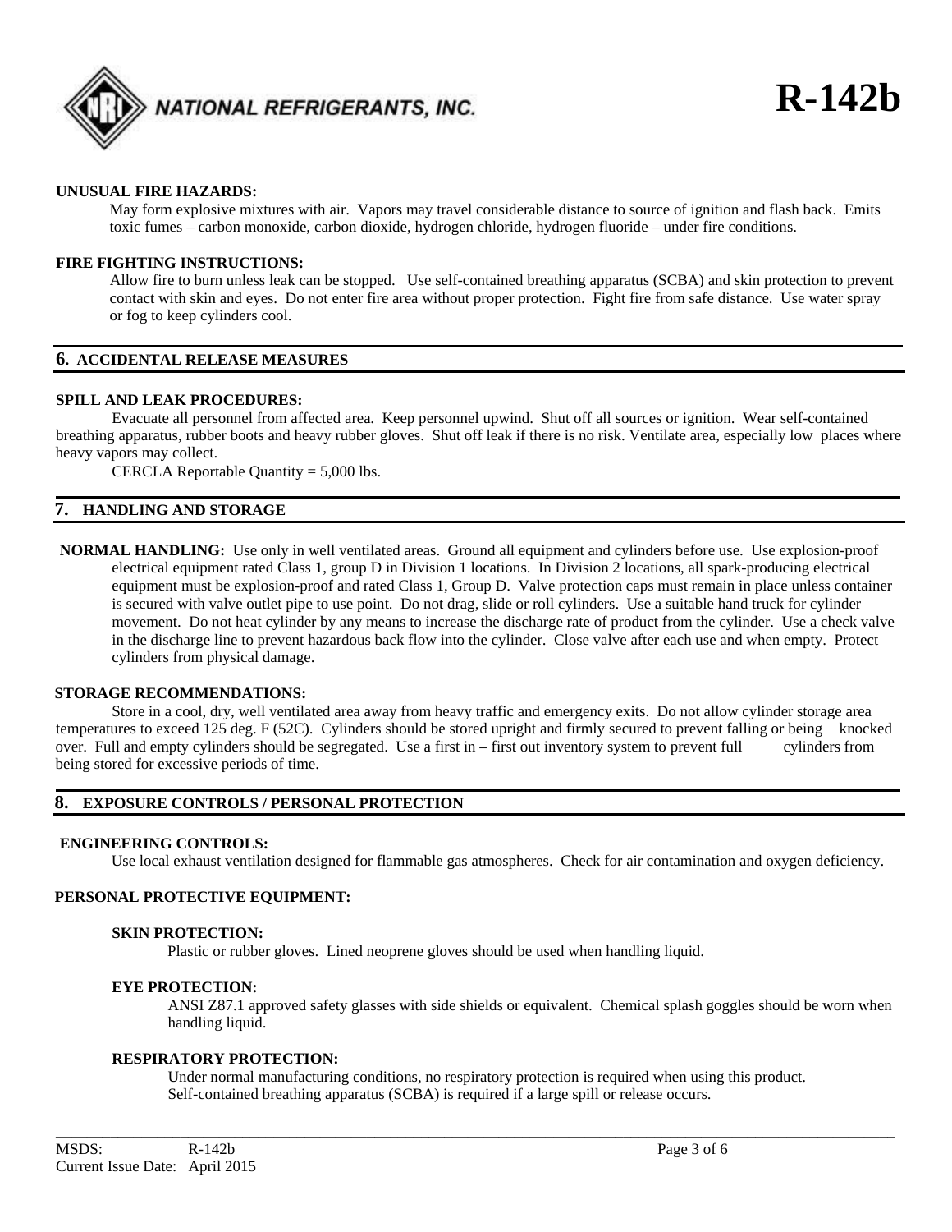**UNUSUAL FIRE HAZARDS:**

May form explosive mixtures with air. Vapors may travel considerable distance to source of ignition and flash back. Emits toxic fumes – carbon monoxide, carbon dioxide, hydrogen chloride, hydrogen fluoride – under fire conditions.

**FIRE FIGHTING INSTRUCTIONS:**

Allow fire to burn unless leak can be stopped. Use self-contained breathing apparatus (SCBA) and skin protection to prevent contact with skin and eyes. Do not enter fire area without proper protection. Fight fire from safe distance. Use water spray or fog to keep cylinders cool.

## 6. ACCIDENTAL RELEASE MEASURES

**SPILL AND LEAK PROCEDURES:**

Evacuate all personnel from affected area. Keep personnel upwind. Shut off all sources or ignition. Wear self-contained breathing apparatus, rubber boots and heavy rubber gloves. Shut off leak if there is no risk. Ventilate area, especially low places where heavy vapors may collect.

CERCLA Reportable Quantity = 5,000 lbs.

## 7. HANDLING AND STORAGE

**NORMAL HANDLING:** Use only in well ventilated areas. Ground all equipment and cylinders before use. Use explosion-proof electrical equipment rated Class 1, group D in Division 1 locations. In Division 2 locations, all spark-producing electrical equipment must be explosion-proof and rated Class 1, Group D. Valve protection caps must remain in place unless container is secured with valve outlet pipe to use point. Do not drag, slide or roll cylinders. Use a suitable hand truck for cylinder movement. Do not heat cylinder by any means to increase the discharge rate of product from the cylinder. Use a check valve in the discharge line to prevent hazardous back flow into the cylinder. Close valve after each use and when empty. Protect cylinders from physical damage.

**STORAGE RECOMMENDATIONS:**

Store in a cool, dry, well ventilated area away from heavy traffic and emergency exits. Do not allow cylinder storage area temperatures to exceed 125 deg. F (52C). Cylinders should be stored upright and firmly secured to prevent falling or being knocked over. Full and empty cylinders should be segregated. Use a first in – first out inventory system to prevent full cylinders from being stored for excessive periods of time.

## 8. EXPOSURE CONTROLS / PERSONAL PROTECTION

**ENGINEERING CONTROLS:**

Use local exhaust ventilation designed for flammable gas atmospheres. Check for air contamination and oxygen deficiency.

**PERSONAL PROTECTIVE EQUIPMENT:**

**SKIN PROTECTION:**

Plastic or rubber gloves. Lined neoprene gloves should be used when handling liquid.

**EYE PROTECTION:**

ANSI Z87.1 approved safety glasses with side shields or equivalent. Chemical splash goggles should be worn when handling liquid.

**RESPIRATORY PROTECTION:**

Under normal manufacturing conditions, no respiratory protection is required when using this product.
Self-contained breathing apparatus (SCBA) is required if a large spill or release occurs.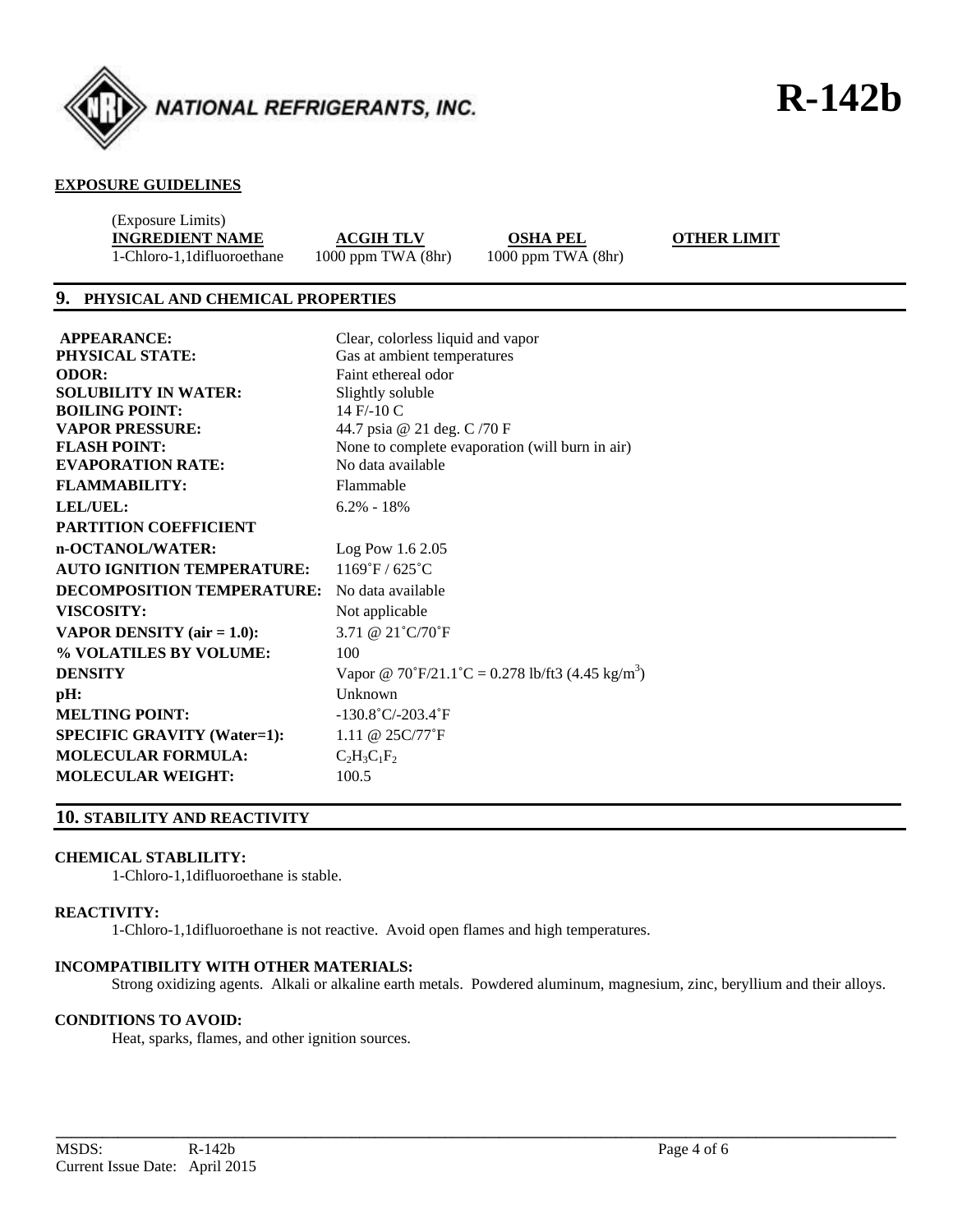**EXPOSURE GUIDELINES**

(Exposure Limits)

| INGREDIENT NAME | ACGIH TLV | OSHA PEL | OTHER LIMIT |
|---|---|---|---|
| 1-Chloro-1,1difluoroethane | 1000 ppm TWA (8hr) | 1000 ppm TWA (8hr) | |

## 9. PHYSICAL AND CHEMICAL PROPERTIES

| | |
|---|---|
| **APPEARANCE:** | Clear, colorless liquid and vapor |
| **PHYSICAL STATE:** | Gas at ambient temperatures |
| **ODOR:** | Faint ethereal odor |
| **SOLUBILITY IN WATER:** | Slightly soluble |
| **BOILING POINT:** | 14 F/-10 C |
| **VAPOR PRESSURE:** | 44.7 psia @ 21 deg. C /70 F |
| **FLASH POINT:** | None to complete evaporation (will burn in air) |
| **EVAPORATION RATE:** | No data available |
| **FLAMMABILITY:** | Flammable |
| **LEL/UEL:** | 6.2% - 18% |
| **PARTITION COEFFICIENT n-OCTANOL/WATER:** | Log Pow 1.6 2.05 |
| **AUTO IGNITION TEMPERATURE:** | 1169˚F / 625˚C |
| **DECOMPOSITION TEMPERATURE:** | No data available |
| **VISCOSITY:** | Not applicable |
| **VAPOR DENSITY (air = 1.0):** | 3.71 @ 21˚C/70˚F |
| **% VOLATILES BY VOLUME:** | 100 |
| **DENSITY** | Vapor @ 70˚F/21.1˚C = 0.278 lb/ft3 (4.45 kg/m$^3$) |
| **pH:** | Unknown |
| **MELTING POINT:** | -130.8˚C/-203.4˚F |
| **SPECIFIC GRAVITY (Water=1):** | 1.11 @ 25C/77˚F |
| **MOLECULAR FORMULA:** | $C_2H_3C_1F_2$ |
| **MOLECULAR WEIGHT:** | 100.5 |

## 10. STABILITY AND REACTIVITY

**CHEMICAL STABLILITY:**

1-Chloro-1,1difluoroethane is stable.

**REACTIVITY:**

1-Chloro-1,1difluoroethane is not reactive. Avoid open flames and high temperatures.

**INCOMPATIBILITY WITH OTHER MATERIALS:**

Strong oxidizing agents. Alkali or alkaline earth metals. Powdered aluminum, magnesium, zinc, beryllium and their alloys.

**CONDITIONS TO AVOID:**

Heat, sparks, flames, and other ignition sources.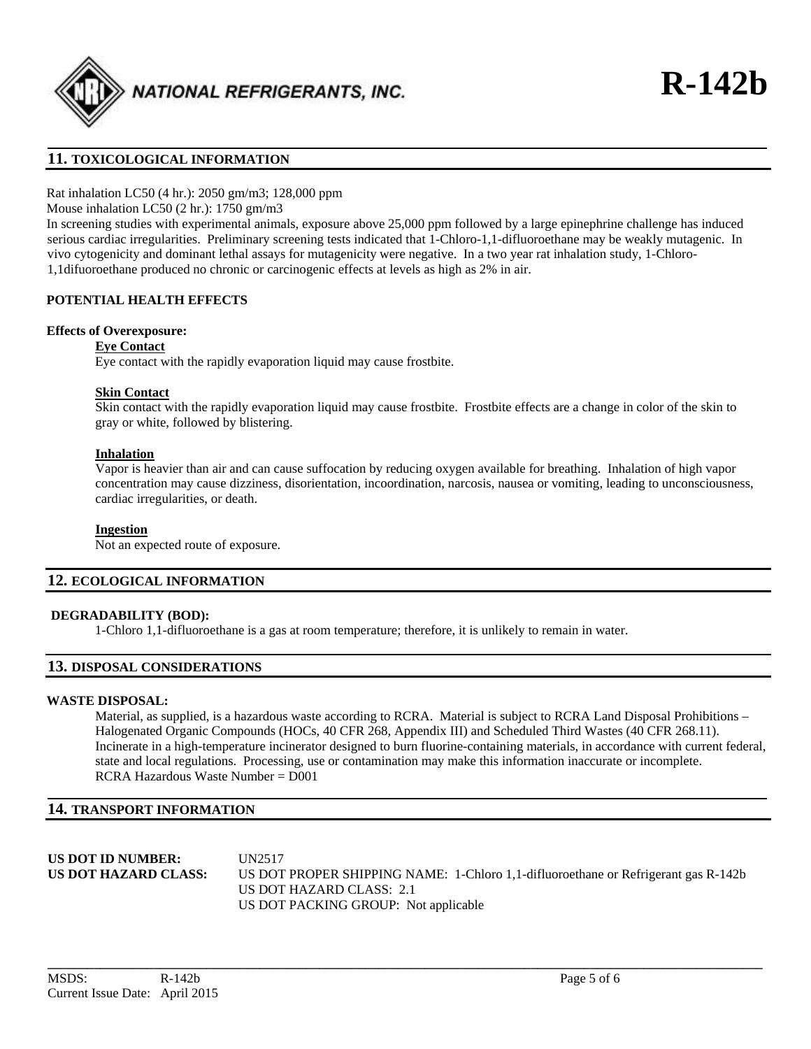## 11. TOXICOLOGICAL INFORMATION

Rat inhalation LC50 (4 hr.): 2050 gm/m3; 128,000 ppm
Mouse inhalation LC50 (2 hr.): 1750 gm/m3
In screening studies with experimental animals, exposure above 25,000 ppm followed by a large epinephrine challenge has induced serious cardiac irregularities. Preliminary screening tests indicated that 1-Chloro-1,1-difluoroethane may be weakly mutagenic. In vivo cytogenicity and dominant lethal assays for mutagenicity were negative. In a two year rat inhalation study, 1-Chloro-1,1difuoroethane produced no chronic or carcinogenic effects at levels as high as 2% in air.

### POTENTIAL HEALTH EFFECTS

**Effects of Overexposure:**

**Eye Contact**
Eye contact with the rapidly evaporation liquid may cause frostbite.

**Skin Contact**
Skin contact with the rapidly evaporation liquid may cause frostbite. Frostbite effects are a change in color of the skin to gray or white, followed by blistering.

**Inhalation**
Vapor is heavier than air and can cause suffocation by reducing oxygen available for breathing. Inhalation of high vapor concentration may cause dizziness, disorientation, incoordination, narcosis, nausea or vomiting, leading to unconsciousness, cardiac irregularities, or death.

**Ingestion**
Not an expected route of exposure.

## 12. ECOLOGICAL INFORMATION

**DEGRADABILITY (BOD):**
1-Chloro 1,1-difluoroethane is a gas at room temperature; therefore, it is unlikely to remain in water.

## 13. DISPOSAL CONSIDERATIONS

**WASTE DISPOSAL:**
Material, as supplied, is a hazardous waste according to RCRA. Material is subject to RCRA Land Disposal Prohibitions – Halogenated Organic Compounds (HOCs, 40 CFR 268, Appendix III) and Scheduled Third Wastes (40 CFR 268.11). Incinerate in a high-temperature incinerator designed to burn fluorine-containing materials, in accordance with current federal, state and local regulations. Processing, use or contamination may make this information inaccurate or incomplete.
RCRA Hazardous Waste Number = D001

## 14. TRANSPORT INFORMATION

| | |
|---|---|
| **US DOT ID NUMBER:** | UN2517 |
| **US DOT HAZARD CLASS:** | US DOT PROPER SHIPPING NAME: 1-Chloro 1,1-difluoroethane or Refrigerant gas R-142b<br>US DOT HAZARD CLASS: 2.1<br>US DOT PACKING GROUP: Not applicable |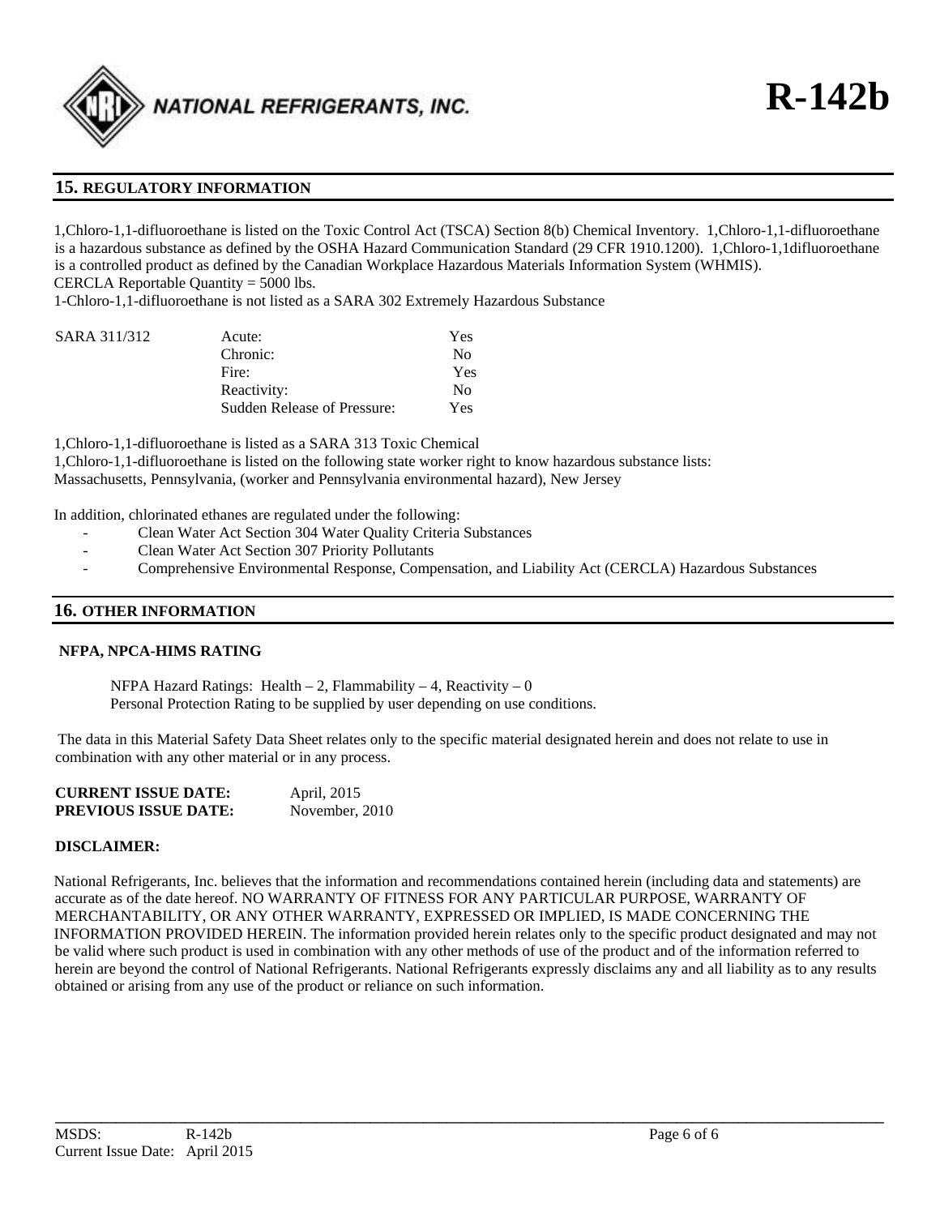# R-142b

## 15. REGULATORY INFORMATION

1,Chloro-1,1-difluoroethane is listed on the Toxic Control Act (TSCA) Section 8(b) Chemical Inventory. 1,Chloro-1,1-difluoroethane is a hazardous substance as defined by the OSHA Hazard Communication Standard (29 CFR 1910.1200). 1,Chloro-1,1difluoroethane is a controlled product as defined by the Canadian Workplace Hazardous Materials Information System (WHMIS).
CERCLA Reportable Quantity = 5000 lbs.
1-Chloro-1,1-difluoroethane is not listed as a SARA 302 Extremely Hazardous Substance

| | | |
|---|---|---|
| SARA 311/312 | Acute: | Yes |
| | Chronic: | No |
| | Fire: | Yes |
| | Reactivity: | No |
| | Sudden Release of Pressure: | Yes |

1,Chloro-1,1-difluoroethane is listed as a SARA 313 Toxic Chemical
1,Chloro-1,1-difluoroethane is listed on the following state worker right to know hazardous substance lists:
Massachusetts, Pennsylvania, (worker and Pennsylvania environmental hazard), New Jersey

In addition, chlorinated ethanes are regulated under the following:

- Clean Water Act Section 304 Water Quality Criteria Substances
- Clean Water Act Section 307 Priority Pollutants
- Comprehensive Environmental Response, Compensation, and Liability Act (CERCLA) Hazardous Substances

## 16. OTHER INFORMATION

**NFPA, NPCA-HIMS RATING**

NFPA Hazard Ratings: Health – 2, Flammability – 4, Reactivity – 0
Personal Protection Rating to be supplied by user depending on use conditions.

The data in this Material Safety Data Sheet relates only to the specific material designated herein and does not relate to use in combination with any other material or in any process.

**CURRENT ISSUE DATE:** April, 2015
**PREVIOUS ISSUE DATE:** November, 2010

**DISCLAIMER:**

National Refrigerants, Inc. believes that the information and recommendations contained herein (including data and statements) are accurate as of the date hereof. NO WARRANTY OF FITNESS FOR ANY PARTICULAR PURPOSE, WARRANTY OF MERCHANTABILITY, OR ANY OTHER WARRANTY, EXPRESSED OR IMPLIED, IS MADE CONCERNING THE INFORMATION PROVIDED HEREIN. The information provided herein relates only to the specific product designated and may not be valid where such product is used in combination with any other methods of use of the product and of the information referred to herein are beyond the control of National Refrigerants. National Refrigerants expressly disclaims any and all liability as to any results obtained or arising from any use of the product or reliance on such information.